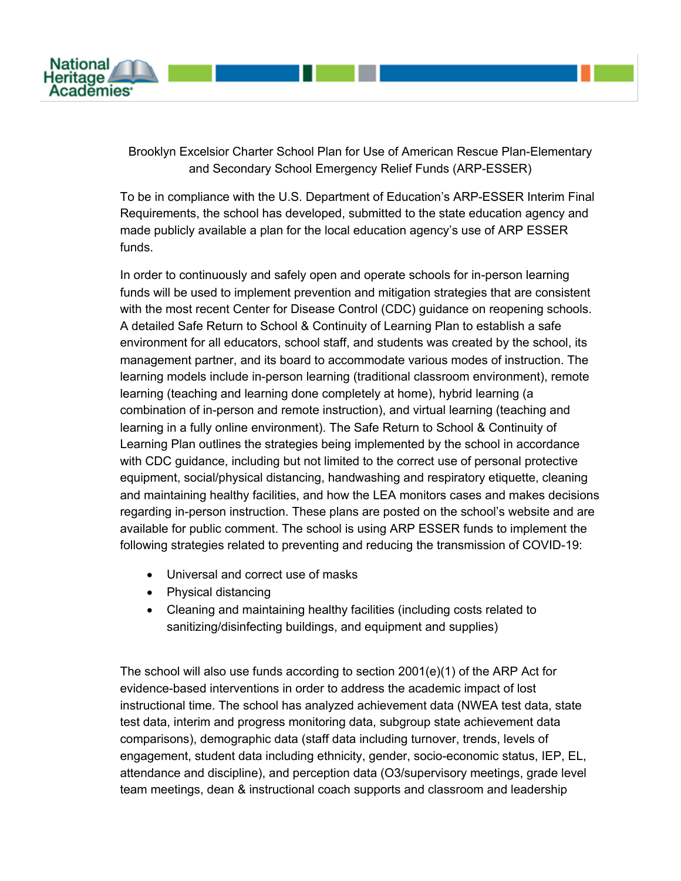# Brooklyn Excelsior Charter School Plan for Use of American Rescue Plan-Elementary and Secondary School Emergency Relief Funds (ARP-ESSER)

To be in compliance with the U.S. Department of Education's ARP-ESSER Interim Final Requirements, the school has developed, submitted to the state education agency and made publicly available a plan for the local education agency's use of ARP ESSER funds.

In order to continuously and safely open and operate schools for in-person learning funds will be used to implement prevention and mitigation strategies that are consistent with the most recent Center for Disease Control (CDC) guidance on reopening schools. A detailed Safe Return to School & Continuity of Learning Plan to establish a safe environment for all educators, school staff, and students was created by the school, its management partner, and its board to accommodate various modes of instruction. The learning models include in-person learning (traditional classroom environment), remote learning (teaching and learning done completely at home), hybrid learning (a combination of in-person and remote instruction), and virtual learning (teaching and learning in a fully online environment). The Safe Return to School & Continuity of Learning Plan outlines the strategies being implemented by the school in accordance with CDC guidance, including but not limited to the correct use of personal protective equipment, social/physical distancing, handwashing and respiratory etiquette, cleaning and maintaining healthy facilities, and how the LEA monitors cases and makes decisions regarding in-person instruction. These plans are posted on the school's website and are available for public comment. The school is using ARP ESSER funds to implement the following strategies related to preventing and reducing the transmission of COVID-19:

- Universal and correct use of masks
- Physical distancing
- Cleaning and maintaining healthy facilities (including costs related to sanitizing/disinfecting buildings, and equipment and supplies)

The school will also use funds according to section 2001(e)(1) of the ARP Act for evidence-based interventions in order to address the academic impact of lost instructional time. The school has analyzed achievement data (NWEA test data, state test data, interim and progress monitoring data, subgroup state achievement data comparisons), demographic data (staff data including turnover, trends, levels of engagement, student data including ethnicity, gender, socio-economic status, IEP, EL, attendance and discipline), and perception data (O3/supervisory meetings, grade level team meetings, dean & instructional coach supports and classroom and leadership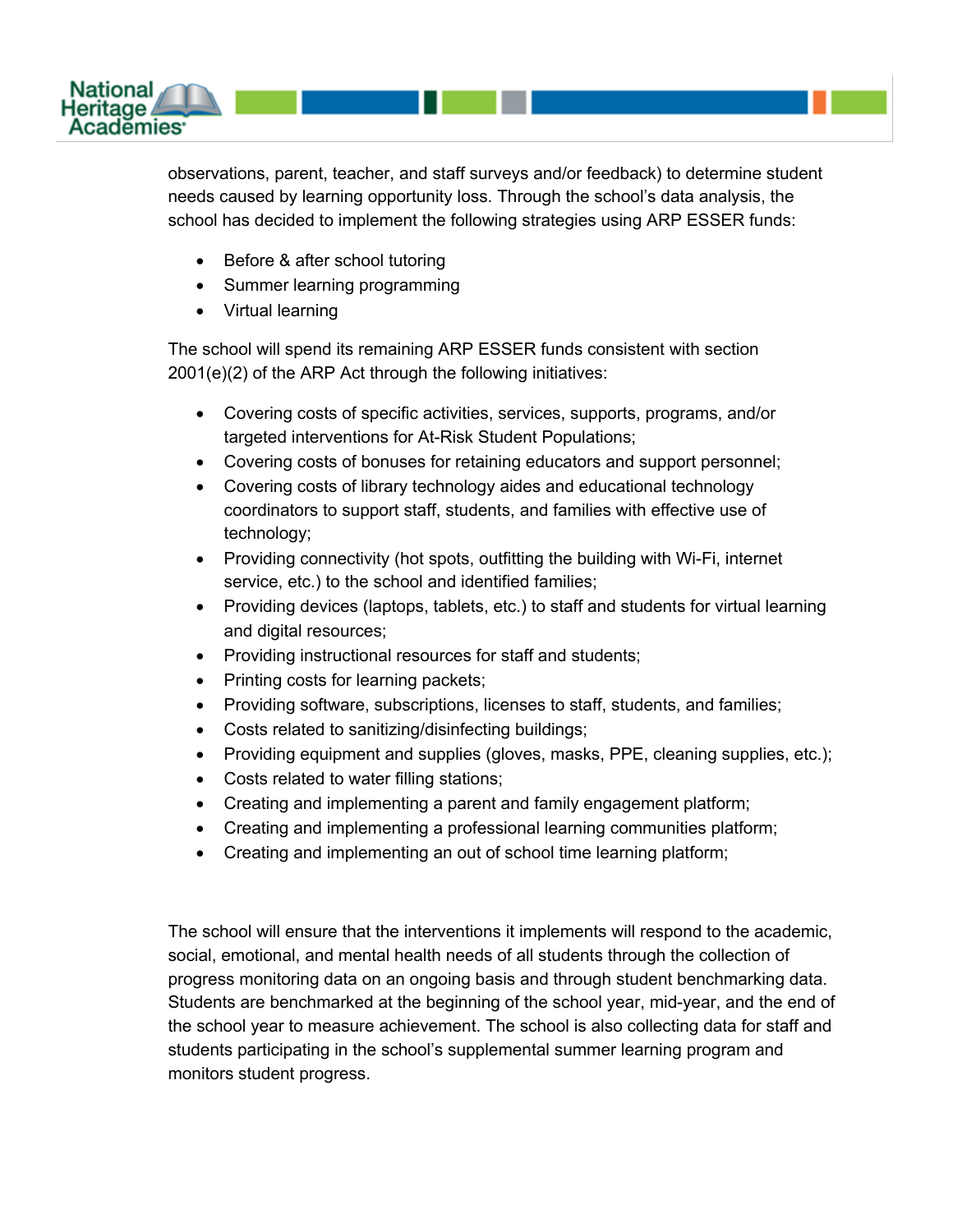observations, parent, teacher, and staff surveys and/or feedback) to determine student needs caused by learning opportunity loss. Through the school's data analysis, the school has decided to implement the following strategies using ARP ESSER funds:

- Before & after school tutoring
- Summer learning programming
- Virtual learning

The school will spend its remaining ARP ESSER funds consistent with section 2001(e)(2) of the ARP Act through the following initiatives:

- Covering costs of specific activities, services, supports, programs, and/or targeted interventions for At-Risk Student Populations;
- Covering costs of bonuses for retaining educators and support personnel;
- Covering costs of library technology aides and educational technology coordinators to support staff, students, and families with effective use of technology;
- Providing connectivity (hot spots, outfitting the building with Wi-Fi, internet service, etc.) to the school and identified families;
- Providing devices (laptops, tablets, etc.) to staff and students for virtual learning and digital resources;
- Providing instructional resources for staff and students;
- Printing costs for learning packets;
- Providing software, subscriptions, licenses to staff, students, and families;
- Costs related to sanitizing/disinfecting buildings;
- Providing equipment and supplies (gloves, masks, PPE, cleaning supplies, etc.);
- Costs related to water filling stations;
- Creating and implementing a parent and family engagement platform;
- Creating and implementing a professional learning communities platform;
- Creating and implementing an out of school time learning platform;

The school will ensure that the interventions it implements will respond to the academic, social, emotional, and mental health needs of all students through the collection of progress monitoring data on an ongoing basis and through student benchmarking data. Students are benchmarked at the beginning of the school year, mid-year, and the end of the school year to measure achievement. The school is also collecting data for staff and students participating in the school's supplemental summer learning program and monitors student progress.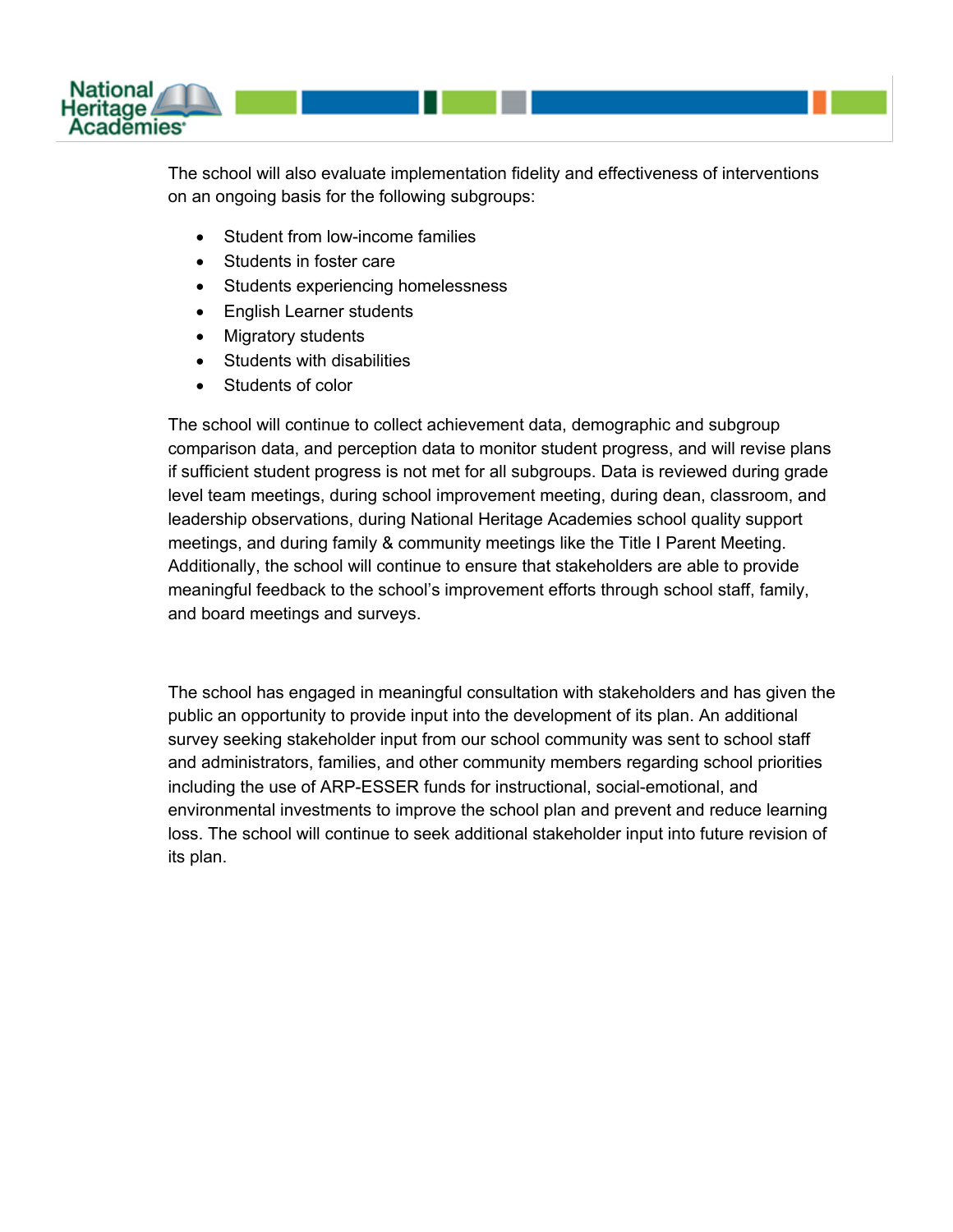The school will also evaluate implementation fidelity and effectiveness of interventions on an ongoing basis for the following subgroups:

- Student from low-income families
- Students in foster care
- Students experiencing homelessness
- English Learner students
- Migratory students
- Students with disabilities
- Students of color

The school will continue to collect achievement data, demographic and subgroup comparison data, and perception data to monitor student progress, and will revise plans if sufficient student progress is not met for all subgroups. Data is reviewed during grade level team meetings, during school improvement meeting, during dean, classroom, and leadership observations, during National Heritage Academies school quality support meetings, and during family & community meetings like the Title I Parent Meeting. Additionally, the school will continue to ensure that stakeholders are able to provide meaningful feedback to the school's improvement efforts through school staff, family, and board meetings and surveys.

The school has engaged in meaningful consultation with stakeholders and has given the public an opportunity to provide input into the development of its plan. An additional survey seeking stakeholder input from our school community was sent to school staff and administrators, families, and other community members regarding school priorities including the use of ARP-ESSER funds for instructional, social-emotional, and environmental investments to improve the school plan and prevent and reduce learning loss. The school will continue to seek additional stakeholder input into future revision of its plan.